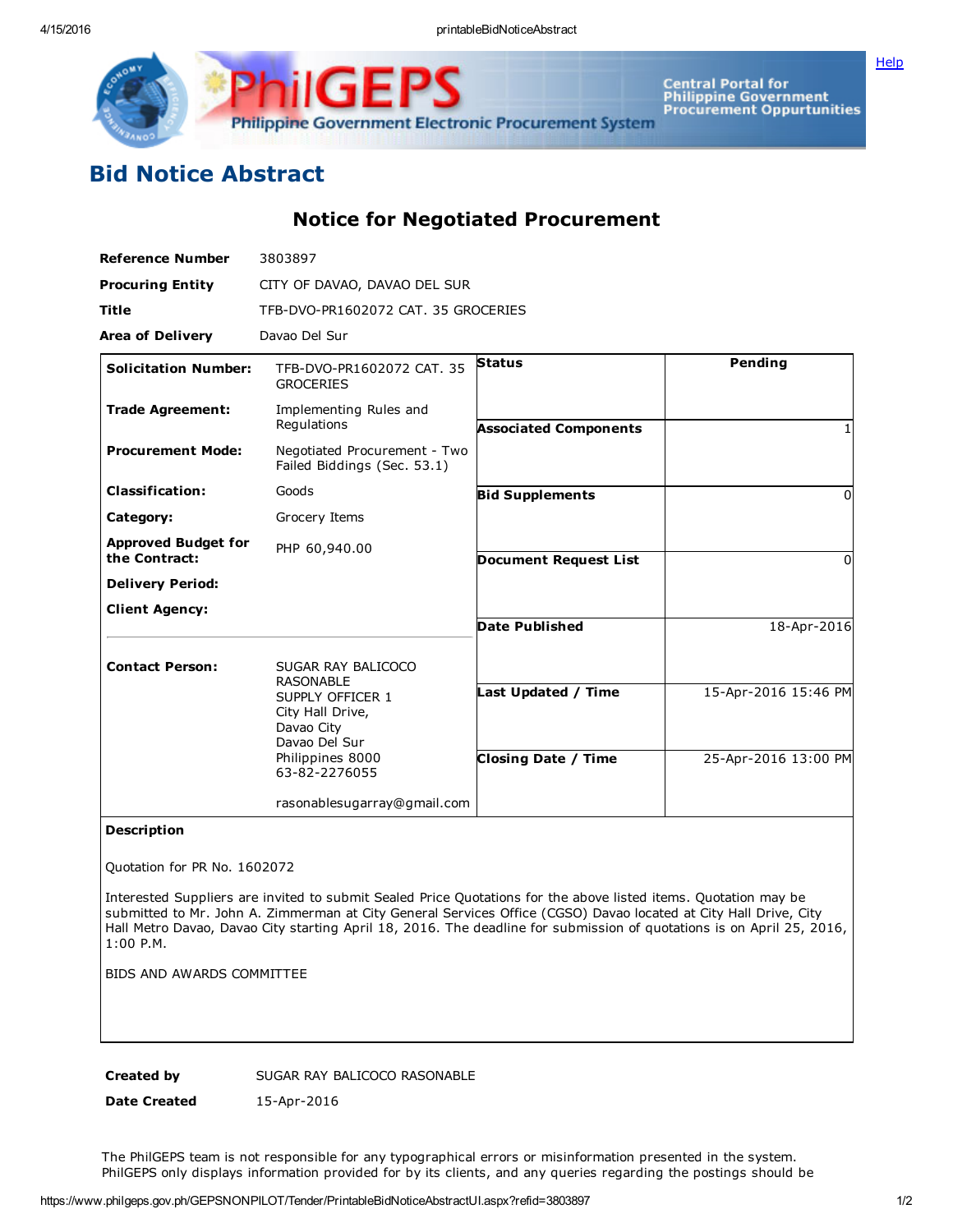# Bid Notice Abstract

## Notice for Negotiated Procurement

| | |
|---|---|
| **Reference Number** | 3803897 |
| **Procuring Entity** | CITY OF DAVAO, DAVAO DEL SUR |
| **Title** | TFB-DVO-PR1602072 CAT. 35 GROCERIES |
| **Area of Delivery** | Davao Del Sur |

| | | | |
|---|---|---|---|
| **Solicitation Number:** | TFB-DVO-PR1602072 CAT. 35 GROCERIES | **Status** | Pending |
| **Trade Agreement:** | Implementing Rules and Regulations | **Associated Components** | 1 |
| **Procurement Mode:** | Negotiated Procurement - Two Failed Biddings (Sec. 53.1) | **Bid Supplements** | 0 |
| **Classification:** | Goods | **Document Request List** | 0 |
| **Category:** | Grocery Items | **Date Published** | 18-Apr-2016 |
| **Approved Budget for the Contract:** | PHP 60,940.00 | **Last Updated / Time** | 15-Apr-2016 15:46 PM |
| **Delivery Period:** | | **Closing Date / Time** | 25-Apr-2016 13:00 PM |
| **Client Agency:** | | | |
| **Contact Person:** | SUGAR RAY BALICOCO RASONABLE<br>SUPPLY OFFICER 1<br>City Hall Drive,<br>Davao City<br>Davao Del Sur<br>Philippines 8000<br>63-82-2276055<br><br>rasonablesugarray@gmail.com | | |

**Description**

Quotation for PR No. 1602072

Interested Suppliers are invited to submit Sealed Price Quotations for the above listed items. Quotation may be submitted to Mr. John A. Zimmerman at City General Services Office (CGSO) Davao located at City Hall Drive, City Hall Metro Davao, Davao City starting April 18, 2016. The deadline for submission of quotations is on April 25, 2016, 1:00 P.M.

BIDS AND AWARDS COMMITTEE

| | |
|---|---|
| **Created by** | SUGAR RAY BALICOCO RASONABLE |
| **Date Created** | 15-Apr-2016 |

The PhilGEPS team is not responsible for any typographical errors or misinformation presented in the system. PhilGEPS only displays information provided for by its clients, and any queries regarding the postings should be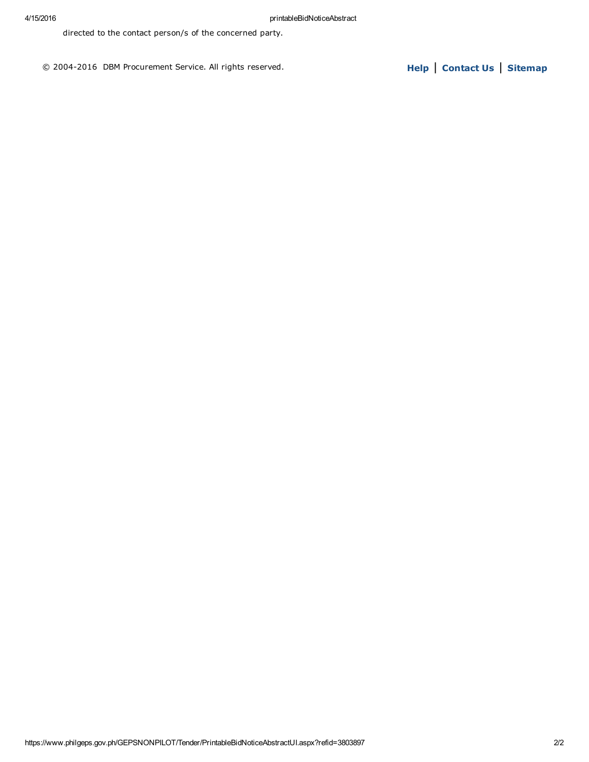directed to the contact person/s of the concerned party.

© 2004-2016 DBM Procurement Service. All rights reserved.

**Help** | **Contact Us** | **Sitemap**